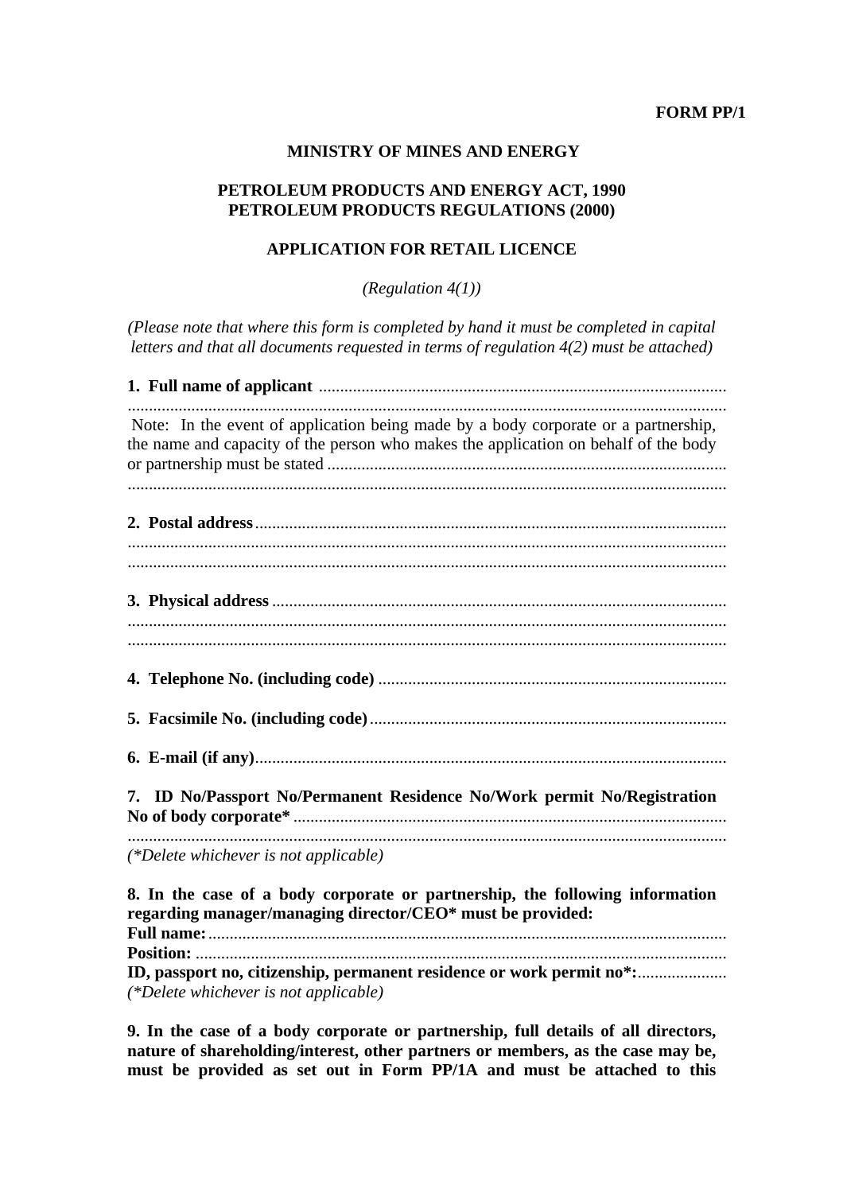**FORM PP/1**

**MINISTRY OF MINES AND ENERGY**

**PETROLEUM PRODUCTS AND ENERGY ACT, 1990**
**PETROLEUM PRODUCTS REGULATIONS (2000)**

**APPLICATION FOR RETAIL LICENCE**

*(Regulation 4(1))*

*(Please note that where this form is completed by hand it must be completed in capital letters and that all documents requested in terms of regulation 4(2) must be attached)*

**1. Full name of applicant** ..........................................................................................
............................................................................................................................

Note: In the event of application being made by a body corporate or a partnership, the name and capacity of the person who makes the application on behalf of the body or partnership must be stated ..........................................................................................
............................................................................................................................

**2. Postal address**..........................................................................................
............................................................................................................................
............................................................................................................................

**3. Physical address** ..........................................................................................
............................................................................................................................
............................................................................................................................

**4. Telephone No. (including code)** ..........................................................................

**5. Facsimile No. (including code)**..........................................................................

**6. E-mail (if any)**..........................................................................................

**7. ID No/Passport No/Permanent Residence No/Work permit No/Registration No of body corporate*** ..........................................................................................
............................................................................................................................
*(*Delete whichever is not applicable)*

**8. In the case of a body corporate or partnership, the following information regarding manager/managing director/CEO* must be provided:**
**Full name:**..........................................................................................
**Position:** ..........................................................................................
**ID, passport no, citizenship, permanent residence or work permit no*:**.....................
*(*Delete whichever is not applicable)*

**9. In the case of a body corporate or partnership, full details of all directors, nature of shareholding/interest, other partners or members, as the case may be, must be provided as set out in Form PP/1A and must be attached to this**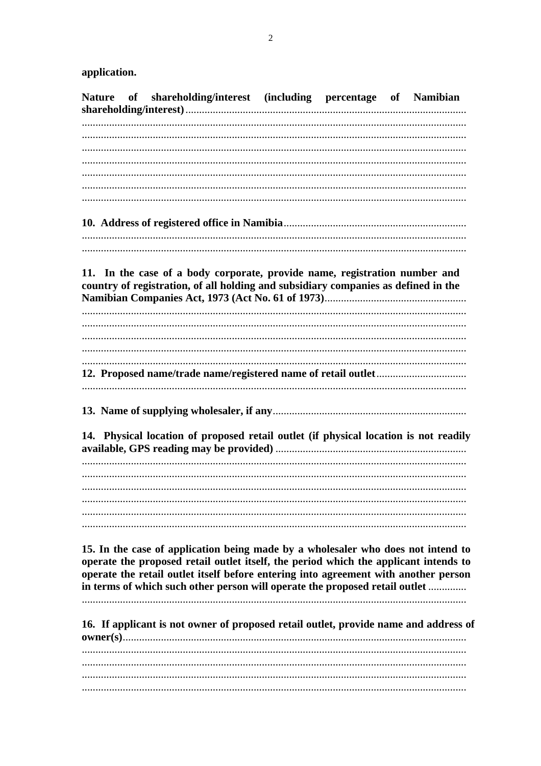**application.**

**Nature of shareholding/interest (including percentage of Namibian shareholding/interest)**......................................................................................................

...........................................................................................................................

...........................................................................................................................

...........................................................................................................................

...........................................................................................................................

...........................................................................................................................

...........................................................................................................................

...........................................................................................................................

**10. Address of registered office in Namibia**..................................................................

...........................................................................................................................

...........................................................................................................................

**11. In the case of a body corporate, provide name, registration number and country of registration, of all holding and subsidiary companies as defined in the Namibian Companies Act, 1973 (Act No. 61 of 1973)**....................................................

...........................................................................................................................

...........................................................................................................................

...........................................................................................................................

...........................................................................................................................

...........................................................................................................................

**12. Proposed name/trade name/registered name of retail outlet**.................................

...........................................................................................................................

**13. Name of supplying wholesaler, if any**.......................................................................

**14. Physical location of proposed retail outlet (if physical location is not readily available, GPS reading may be provided)** .....................................................................

...........................................................................................................................

...........................................................................................................................

...........................................................................................................................

...........................................................................................................................

...........................................................................................................................

...........................................................................................................................

**15. In the case of application being made by a wholesaler who does not intend to operate the proposed retail outlet itself, the period which the applicant intends to operate the retail outlet itself before entering into agreement with another person in terms of which such other person will operate the proposed retail outlet** .............

...........................................................................................................................

**16. If applicant is not owner of proposed retail outlet, provide name and address of owner(s)**............................................................................................................

...........................................................................................................................

...........................................................................................................................

...........................................................................................................................

...........................................................................................................................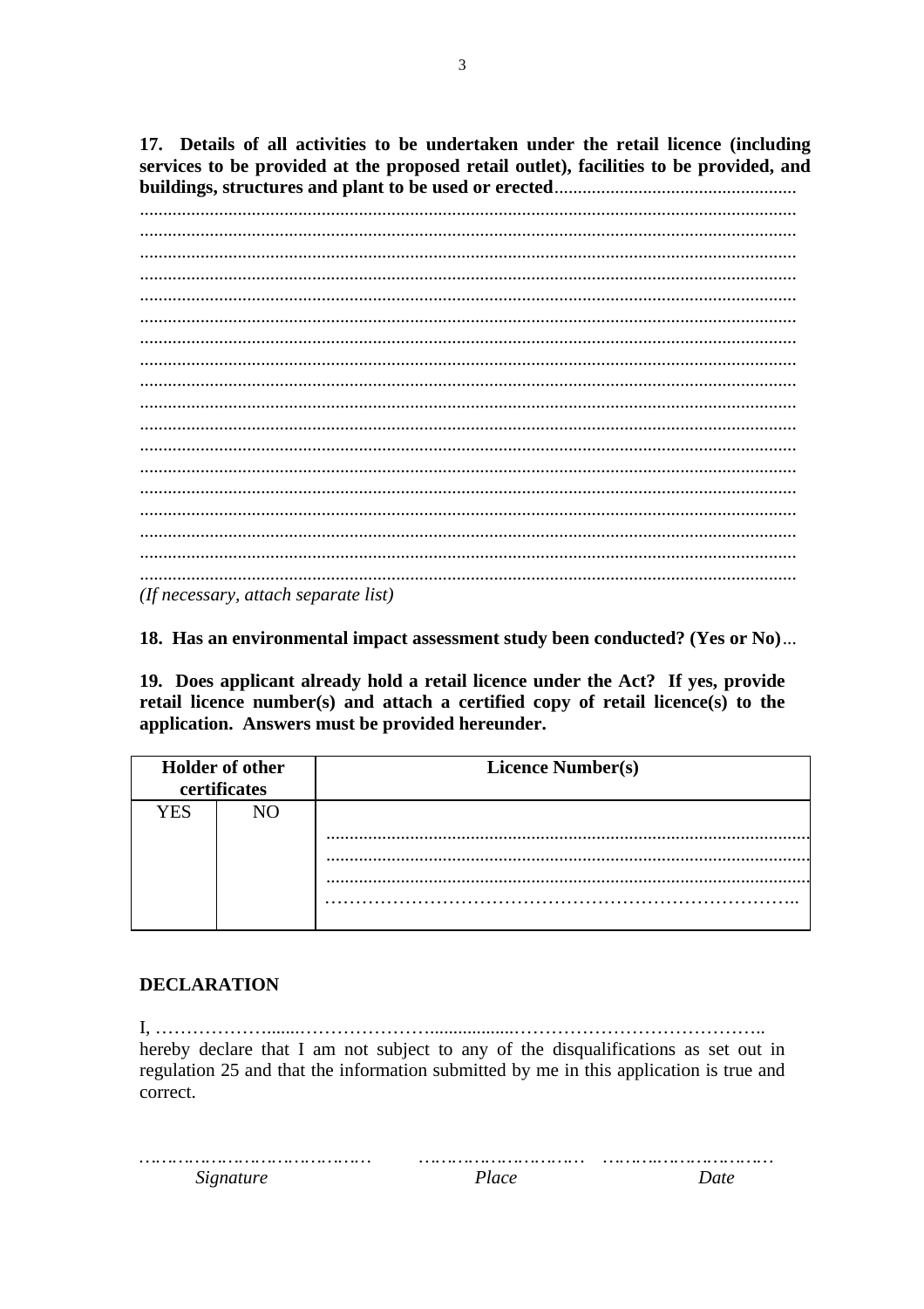**17. Details of all activities to be undertaken under the retail licence (including services to be provided at the proposed retail outlet), facilities to be provided, and buildings, structures and plant to be used or erected**...................................................

.........................................................................................................................................
.........................................................................................................................................
.........................................................................................................................................
.........................................................................................................................................
.........................................................................................................................................
.........................................................................................................................................
.........................................................................................................................................
.........................................................................................................................................
.........................................................................................................................................
.........................................................................................................................................
.........................................................................................................................................
.........................................................................................................................................
.........................................................................................................................................
.........................................................................................................................................
.........................................................................................................................................
.........................................................................................................................................
.........................................................................................................................................
.........................................................................................................................................

*(If necessary, attach separate list)*

**18. Has an environmental impact assessment study been conducted? (Yes or No)**...

**19. Does applicant already hold a retail licence under the Act? If yes, provide retail licence number(s) and attach a certified copy of retail licence(s) to the application. Answers must be provided hereunder.**

| Holder of other certificates | | Licence Number(s) |
|---|---|---|
| YES | NO | ......................................................................................................<br>......................................................................................................<br>......................................................................................................<br>…………………………………………………………………….. |

**DECLARATION**

I, ……………….......…………………...............………………………………..
hereby declare that I am not subject to any of the disqualifications as set out in regulation 25 and that the information submitted by me in this application is true and correct.

……………………………………… ………………………… …………………………

*Signature* *Place* *Date*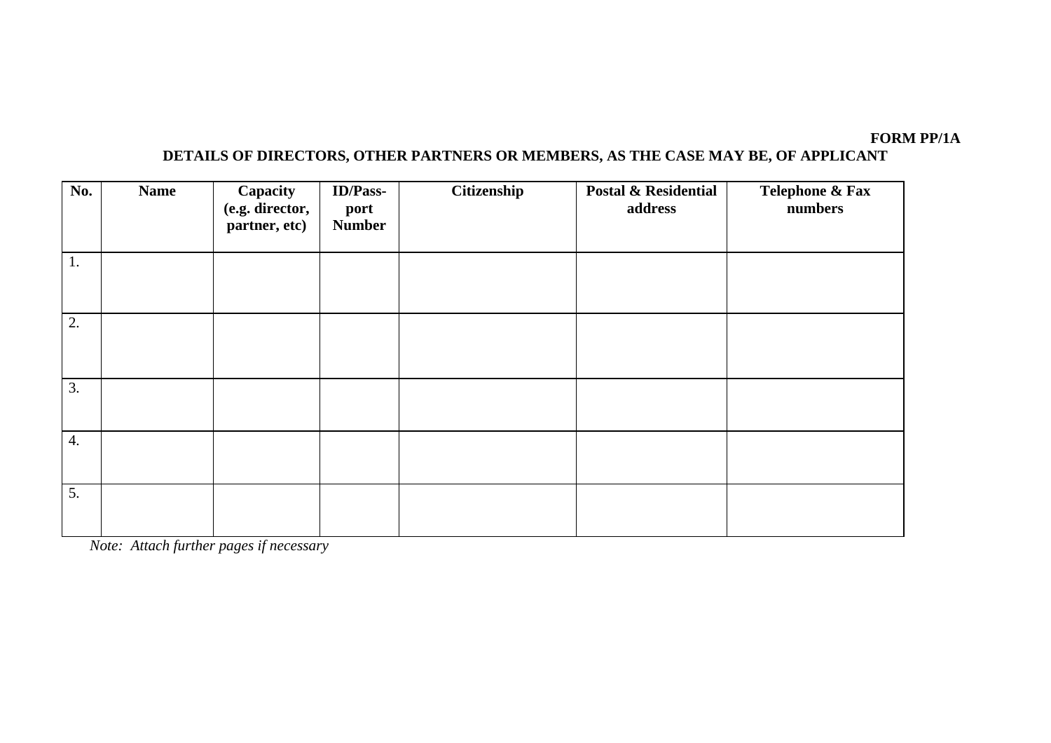**FORM PP/1A**

**DETAILS OF DIRECTORS, OTHER PARTNERS OR MEMBERS, AS THE CASE MAY BE, OF APPLICANT**

| No. | Name | Capacity (e.g. director, partner, etc) | ID/Pass-port Number | Citizenship | Postal & Residential address | Telephone & Fax numbers |
|---|---|---|---|---|---|---|
| 1. | | | | | | |
| 2. | | | | | | |
| 3. | | | | | | |
| 4. | | | | | | |
| 5. | | | | | | |

*Note: Attach further pages if necessary*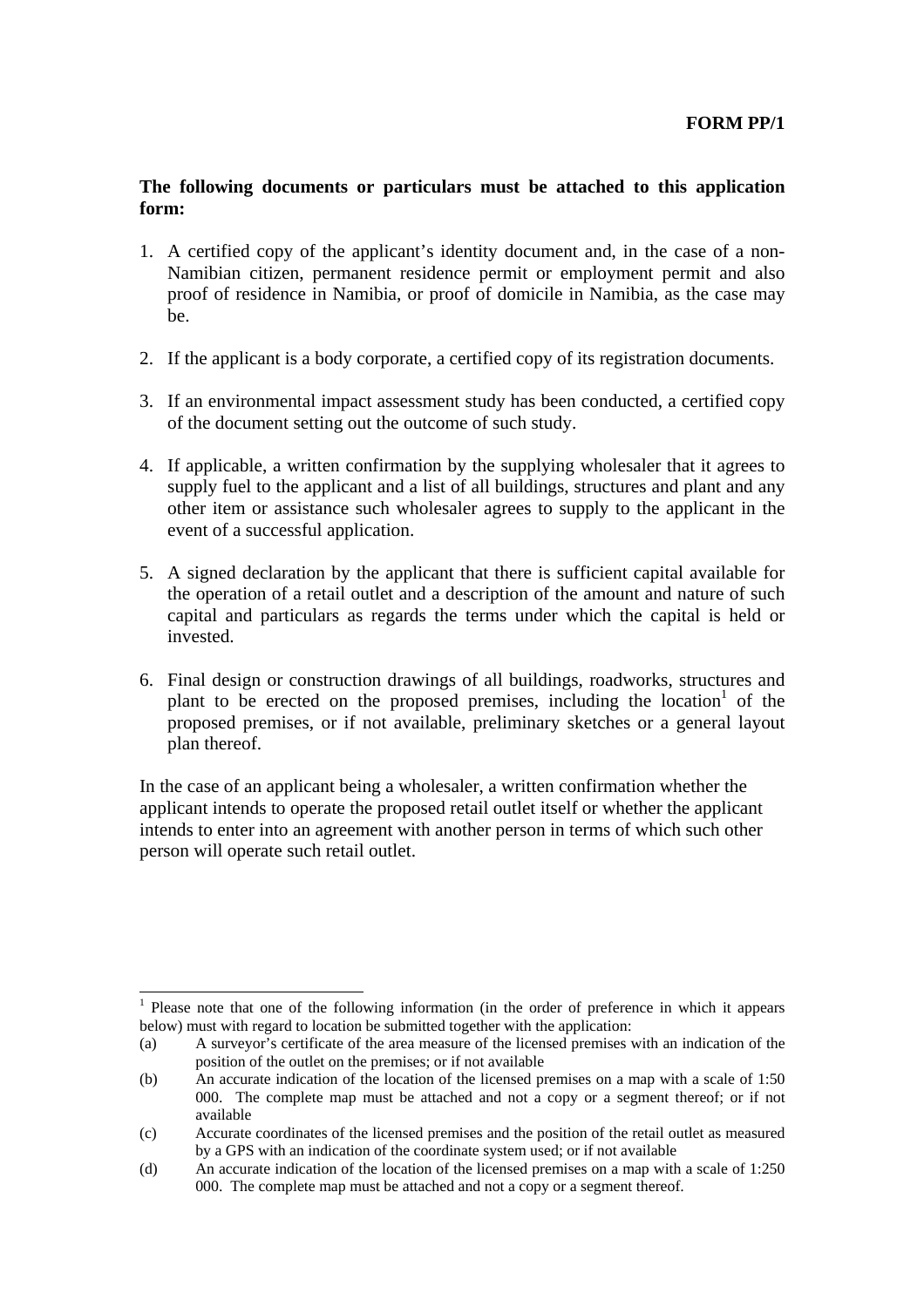**FORM PP/1**

**The following documents or particulars must be attached to this application form:**

1. A certified copy of the applicant's identity document and, in the case of a non-Namibian citizen, permanent residence permit or employment permit and also proof of residence in Namibia, or proof of domicile in Namibia, as the case may be.

2. If the applicant is a body corporate, a certified copy of its registration documents.

3. If an environmental impact assessment study has been conducted, a certified copy of the document setting out the outcome of such study.

4. If applicable, a written confirmation by the supplying wholesaler that it agrees to supply fuel to the applicant and a list of all buildings, structures and plant and any other item or assistance such wholesaler agrees to supply to the applicant in the event of a successful application.

5. A signed declaration by the applicant that there is sufficient capital available for the operation of a retail outlet and a description of the amount and nature of such capital and particulars as regards the terms under which the capital is held or invested.

6. Final design or construction drawings of all buildings, roadworks, structures and plant to be erected on the proposed premises, including the location[1] of the proposed premises, or if not available, preliminary sketches or a general layout plan thereof.

In the case of an applicant being a wholesaler, a written confirmation whether the applicant intends to operate the proposed retail outlet itself or whether the applicant intends to enter into an agreement with another person in terms of which such other person will operate such retail outlet.

---

[1] Please note that one of the following information (in the order of preference in which it appears below) must with regard to location be submitted together with the application:

(a) A surveyor's certificate of the area measure of the licensed premises with an indication of the position of the outlet on the premises; or if not available

(b) An accurate indication of the location of the licensed premises on a map with a scale of 1:50 000. The complete map must be attached and not a copy or a segment thereof; or if not available

(c) Accurate coordinates of the licensed premises and the position of the retail outlet as measured by a GPS with an indication of the coordinate system used; or if not available

(d) An accurate indication of the location of the licensed premises on a map with a scale of 1:250 000. The complete map must be attached and not a copy or a segment thereof.